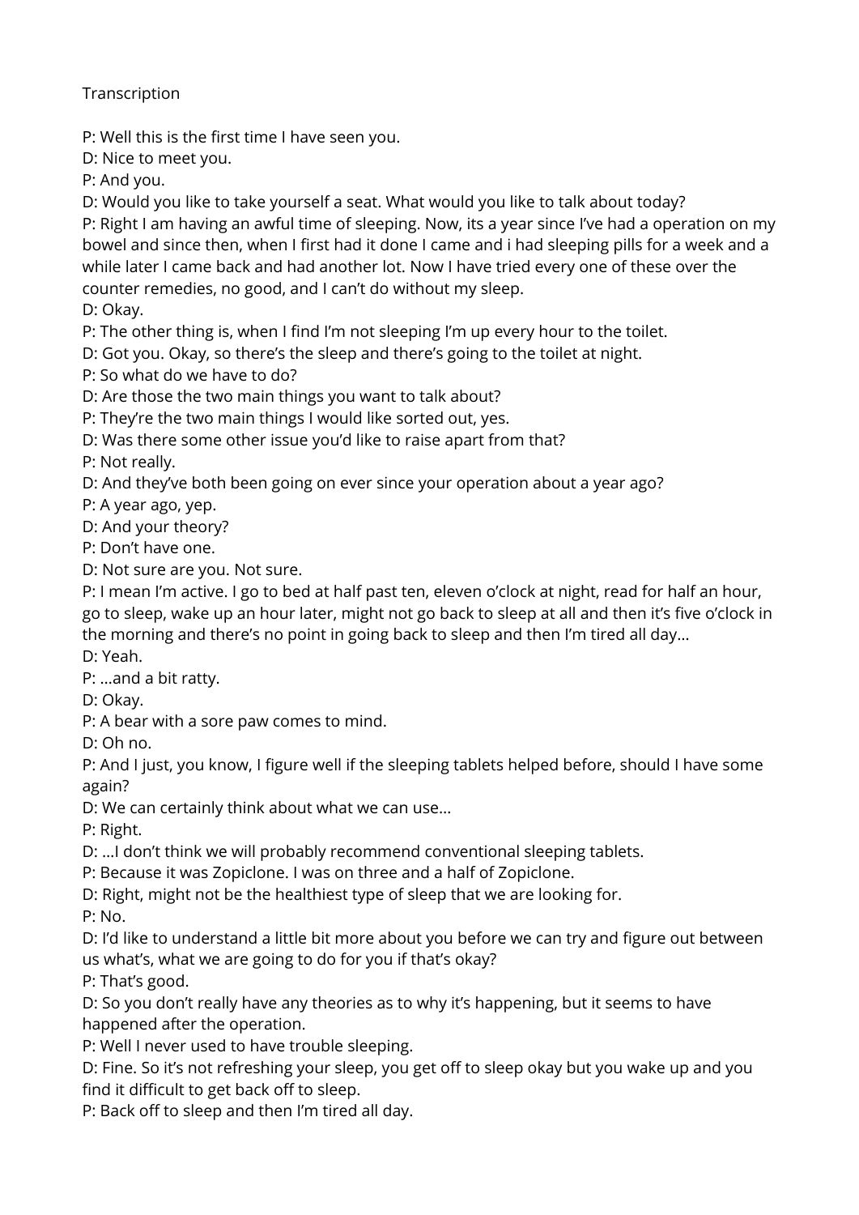Transcription

P: Well this is the first time I have seen you.

D: Nice to meet you.

P: And you.

D: Would you like to take yourself a seat. What would you like to talk about today?

P: Right I am having an awful time of sleeping. Now, its a year since I've had a operation on my bowel and since then, when I first had it done I came and i had sleeping pills for a week and a while later I came back and had another lot. Now I have tried every one of these over the counter remedies, no good, and I can't do without my sleep.

D: Okay.

P: The other thing is, when I find I'm not sleeping I'm up every hour to the toilet.

D: Got you. Okay, so there's the sleep and there's going to the toilet at night.

P: So what do we have to do?

D: Are those the two main things you want to talk about?

P: They're the two main things I would like sorted out, yes.

D: Was there some other issue you'd like to raise apart from that?

P: Not really.

D: And they've both been going on ever since your operation about a year ago?

P: A year ago, yep.

D: And your theory?

P: Don't have one.

D: Not sure are you. Not sure.

P: I mean I'm active. I go to bed at half past ten, eleven o'clock at night, read for half an hour, go to sleep, wake up an hour later, might not go back to sleep at all and then it's five o'clock in the morning and there's no point in going back to sleep and then I'm tired all day...

D: Yeah.

P: ...and a bit ratty.

D: Okay.

P: A bear with a sore paw comes to mind.

D: Oh no.

P: And I just, you know, I figure well if the sleeping tablets helped before, should I have some again?

D: We can certainly think about what we can use...

P: Right.

D: ...I don't think we will probably recommend conventional sleeping tablets.

P: Because it was Zopiclone. I was on three and a half of Zopiclone.

D: Right, might not be the healthiest type of sleep that we are looking for.

P: No.

D: I'd like to understand a little bit more about you before we can try and figure out between us what's, what we are going to do for you if that's okay?

P: That's good.

D: So you don't really have any theories as to why it's happening, but it seems to have happened after the operation.

P: Well I never used to have trouble sleeping.

D: Fine. So it's not refreshing your sleep, you get off to sleep okay but you wake up and you find it difficult to get back off to sleep.

P: Back off to sleep and then I'm tired all day.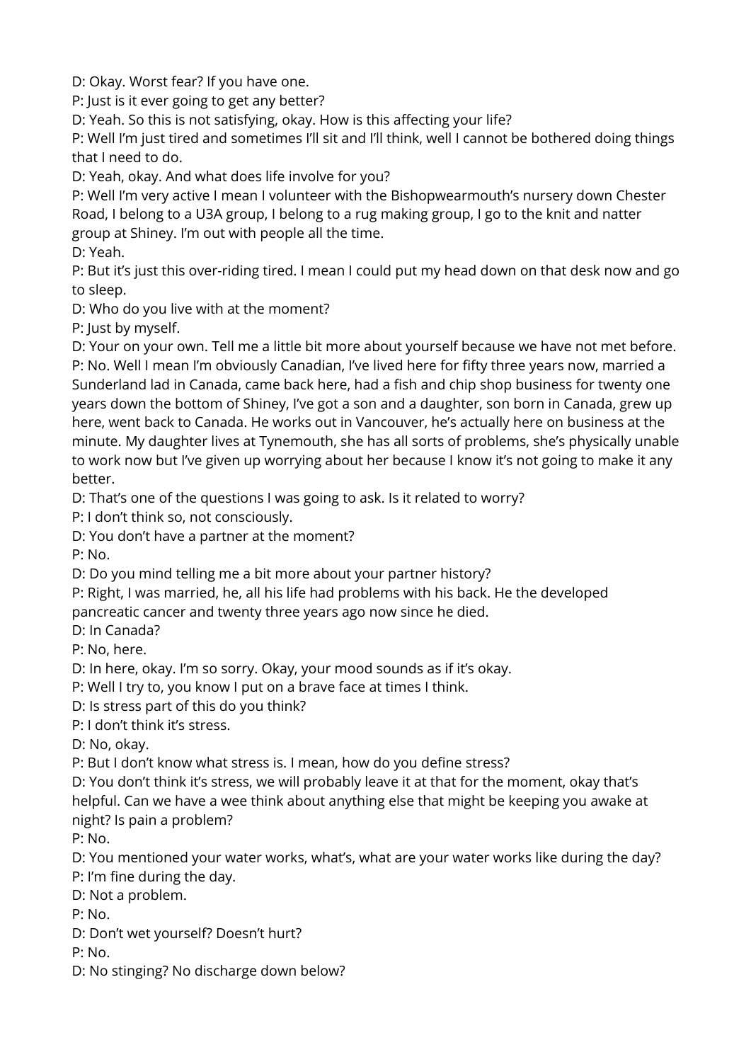D: Okay. Worst fear? If you have one.

P: Just is it ever going to get any better?

D: Yeah. So this is not satisfying, okay. How is this affecting your life?

P: Well I'm just tired and sometimes I'll sit and I'll think, well I cannot be bothered doing things that I need to do.

D: Yeah, okay. And what does life involve for you?

P: Well I'm very active I mean I volunteer with the Bishopwearmouth's nursery down Chester Road, I belong to a U3A group, I belong to a rug making group, I go to the knit and natter group at Shiney. I'm out with people all the time.

D: Yeah.

P: But it's just this over-riding tired. I mean I could put my head down on that desk now and go to sleep.

D: Who do you live with at the moment?

P: Just by myself.

D: Your on your own. Tell me a little bit more about yourself because we have not met before.

P: No. Well I mean I'm obviously Canadian, I've lived here for fifty three years now, married a Sunderland lad in Canada, came back here, had a fish and chip shop business for twenty one years down the bottom of Shiney, I've got a son and a daughter, son born in Canada, grew up here, went back to Canada. He works out in Vancouver, he's actually here on business at the minute. My daughter lives at Tynemouth, she has all sorts of problems, she's physically unable to work now but I've given up worrying about her because I know it's not going to make it any better.

D: That's one of the questions I was going to ask. Is it related to worry?

P: I don't think so, not consciously.

D: You don't have a partner at the moment?

P: No.

D: Do you mind telling me a bit more about your partner history?

P: Right, I was married, he, all his life had problems with his back. He the developed pancreatic cancer and twenty three years ago now since he died.

D: In Canada?

P: No, here.

D: In here, okay. I'm so sorry. Okay, your mood sounds as if it's okay.

P: Well I try to, you know I put on a brave face at times I think.

D: Is stress part of this do you think?

P: I don't think it's stress.

D: No, okay.

P: But I don't know what stress is. I mean, how do you define stress?

D: You don't think it's stress, we will probably leave it at that for the moment, okay that's helpful. Can we have a wee think about anything else that might be keeping you awake at night? Is pain a problem?

P: No.

D: You mentioned your water works, what's, what are your water works like during the day?

P: I'm fine during the day.

D: Not a problem.

P: No.

D: Don't wet yourself? Doesn't hurt?

P: No.

D: No stinging? No discharge down below?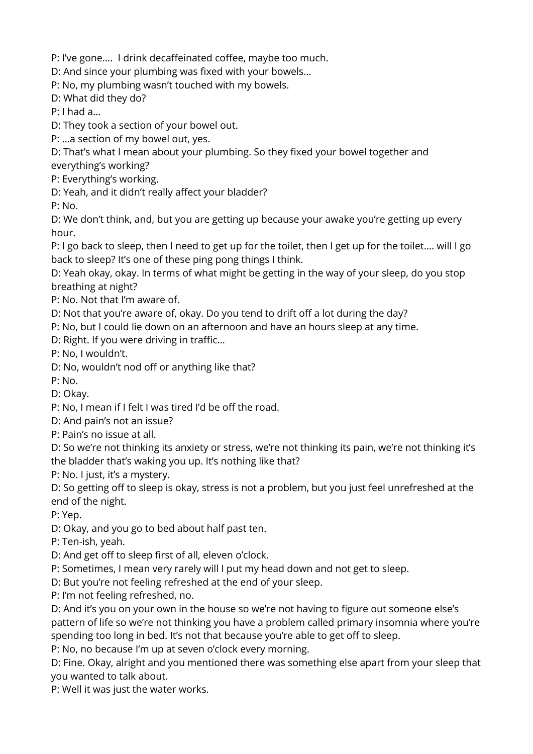P: I've gone.... I drink decaffeinated coffee, maybe too much.

D: And since your plumbing was fixed with your bowels...

P: No, my plumbing wasn't touched with my bowels.

D: What did they do?

P: I had a...

D: They took a section of your bowel out.

P: ...a section of my bowel out, yes.

D: That's what I mean about your plumbing. So they fixed your bowel together and everything's working?

P: Everything's working.

D: Yeah, and it didn't really affect your bladder?

P: No.

D: We don't think, and, but you are getting up because your awake you're getting up every hour.

P: I go back to sleep, then I need to get up for the toilet, then I get up for the toilet.... will I go back to sleep? It's one of these ping pong things I think.

D: Yeah okay, okay. In terms of what might be getting in the way of your sleep, do you stop breathing at night?

P: No. Not that I'm aware of.

D: Not that you're aware of, okay. Do you tend to drift off a lot during the day?

P: No, but I could lie down on an afternoon and have an hours sleep at any time.

D: Right. If you were driving in traffic...

P: No, I wouldn't.

D: No, wouldn't nod off or anything like that?

P: No.

D: Okay.

P: No, I mean if I felt I was tired I'd be off the road.

D: And pain's not an issue?

P: Pain's no issue at all.

D: So we're not thinking its anxiety or stress, we're not thinking its pain, we're not thinking it's the bladder that's waking you up. It's nothing like that?

P: No. I just, it's a mystery.

D: So getting off to sleep is okay, stress is not a problem, but you just feel unrefreshed at the end of the night.

P: Yep.

D: Okay, and you go to bed about half past ten.

P: Ten-ish, yeah.

D: And get off to sleep first of all, eleven o'clock.

P: Sometimes, I mean very rarely will I put my head down and not get to sleep.

D: But you're not feeling refreshed at the end of your sleep.

P: I'm not feeling refreshed, no.

D: And it's you on your own in the house so we're not having to figure out someone else's pattern of life so we're not thinking you have a problem called primary insomnia where you're spending too long in bed. It's not that because you're able to get off to sleep.

P: No, no because I'm up at seven o'clock every morning.

D: Fine. Okay, alright and you mentioned there was something else apart from your sleep that you wanted to talk about.

P: Well it was just the water works.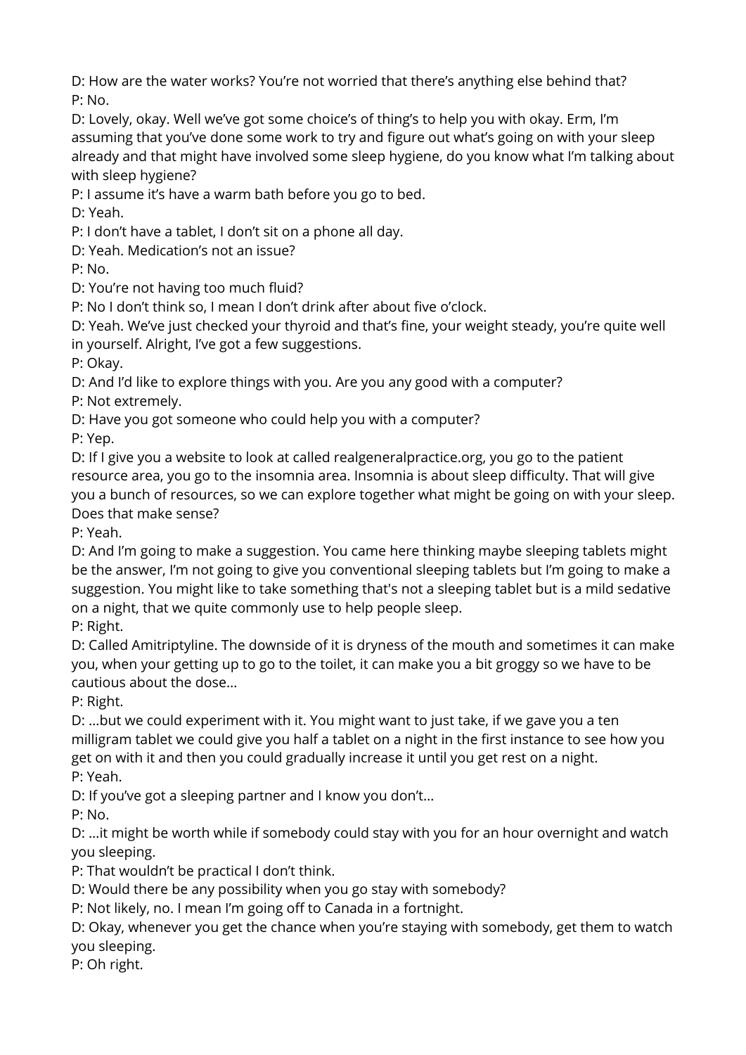D: How are the water works? You're not worried that there's anything else behind that?
P: No.
D: Lovely, okay. Well we've got some choice's of thing's to help you with okay. Erm, I'm assuming that you've done some work to try and figure out what's going on with your sleep already and that might have involved some sleep hygiene, do you know what I'm talking about with sleep hygiene?
P: I assume it's have a warm bath before you go to bed.
D: Yeah.
P: I don't have a tablet, I don't sit on a phone all day.
D: Yeah. Medication's not an issue?
P: No.
D: You're not having too much fluid?
P: No I don't think so, I mean I don't drink after about five o'clock.
D: Yeah. We've just checked your thyroid and that's fine, your weight steady, you're quite well in yourself. Alright, I've got a few suggestions.
P: Okay.
D: And I'd like to explore things with you. Are you any good with a computer?
P: Not extremely.
D: Have you got someone who could help you with a computer?
P: Yep.
D: If I give you a website to look at called realgeneralpractice.org, you go to the patient resource area, you go to the insomnia area. Insomnia is about sleep difficulty. That will give you a bunch of resources, so we can explore together what might be going on with your sleep. Does that make sense?
P: Yeah.
D: And I'm going to make a suggestion. You came here thinking maybe sleeping tablets might be the answer, I'm not going to give you conventional sleeping tablets but I'm going to make a suggestion. You might like to take something that's not a sleeping tablet but is a mild sedative on a night, that we quite commonly use to help people sleep.
P: Right.
D: Called Amitriptyline. The downside of it is dryness of the mouth and sometimes it can make you, when your getting up to go to the toilet, it can make you a bit groggy so we have to be cautious about the dose…
P: Right.
D: …but we could experiment with it. You might want to just take, if we gave you a ten milligram tablet we could give you half a tablet on a night in the first instance to see how you get on with it and then you could gradually increase it until you get rest on a night.
P: Yeah.
D: If you've got a sleeping partner and I know you don't…
P: No.
D: …it might be worth while if somebody could stay with you for an hour overnight and watch you sleeping.
P: That wouldn't be practical I don't think.
D: Would there be any possibility when you go stay with somebody?
P: Not likely, no. I mean I'm going off to Canada in a fortnight.
D: Okay, whenever you get the chance when you're staying with somebody, get them to watch you sleeping.
P: Oh right.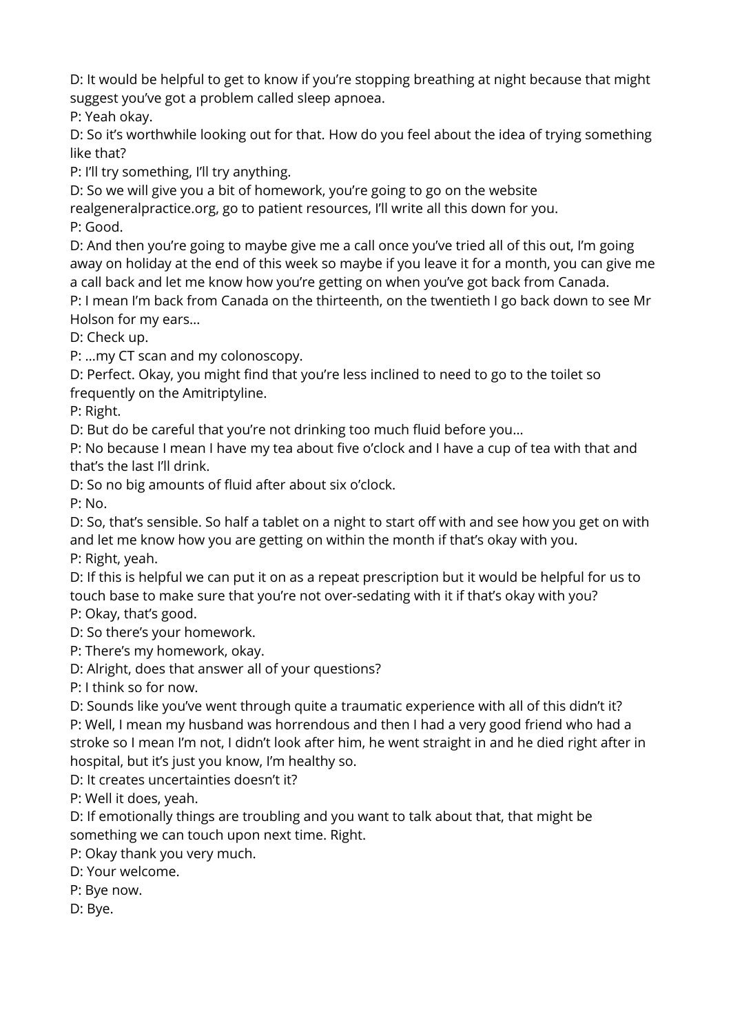D: It would be helpful to get to know if you're stopping breathing at night because that might suggest you've got a problem called sleep apnoea.

P: Yeah okay.

D: So it's worthwhile looking out for that. How do you feel about the idea of trying something like that?

P: I'll try something, I'll try anything.

D: So we will give you a bit of homework, you're going to go on the website realgeneralpractice.org, go to patient resources, I'll write all this down for you.

P: Good.

D: And then you're going to maybe give me a call once you've tried all of this out, I'm going away on holiday at the end of this week so maybe if you leave it for a month, you can give me a call back and let me know how you're getting on when you've got back from Canada.

P: I mean I'm back from Canada on the thirteenth, on the twentieth I go back down to see Mr Holson for my ears…

D: Check up.

P: …my CT scan and my colonoscopy.

D: Perfect. Okay, you might find that you're less inclined to need to go to the toilet so frequently on the Amitriptyline.

P: Right.

D: But do be careful that you're not drinking too much fluid before you…

P: No because I mean I have my tea about five o'clock and I have a cup of tea with that and that's the last I'll drink.

D: So no big amounts of fluid after about six o'clock.

P: No.

D: So, that's sensible. So half a tablet on a night to start off with and see how you get on with and let me know how you are getting on within the month if that's okay with you.

P: Right, yeah.

D: If this is helpful we can put it on as a repeat prescription but it would be helpful for us to touch base to make sure that you're not over-sedating with it if that's okay with you?

P: Okay, that's good.

D: So there's your homework.

P: There's my homework, okay.

D: Alright, does that answer all of your questions?

P: I think so for now.

D: Sounds like you've went through quite a traumatic experience with all of this didn't it?

P: Well, I mean my husband was horrendous and then I had a very good friend who had a stroke so I mean I'm not, I didn't look after him, he went straight in and he died right after in hospital, but it's just you know, I'm healthy so.

D: It creates uncertainties doesn't it?

P: Well it does, yeah.

D: If emotionally things are troubling and you want to talk about that, that might be something we can touch upon next time. Right.

P: Okay thank you very much.

D: Your welcome.

P: Bye now.

D: Bye.